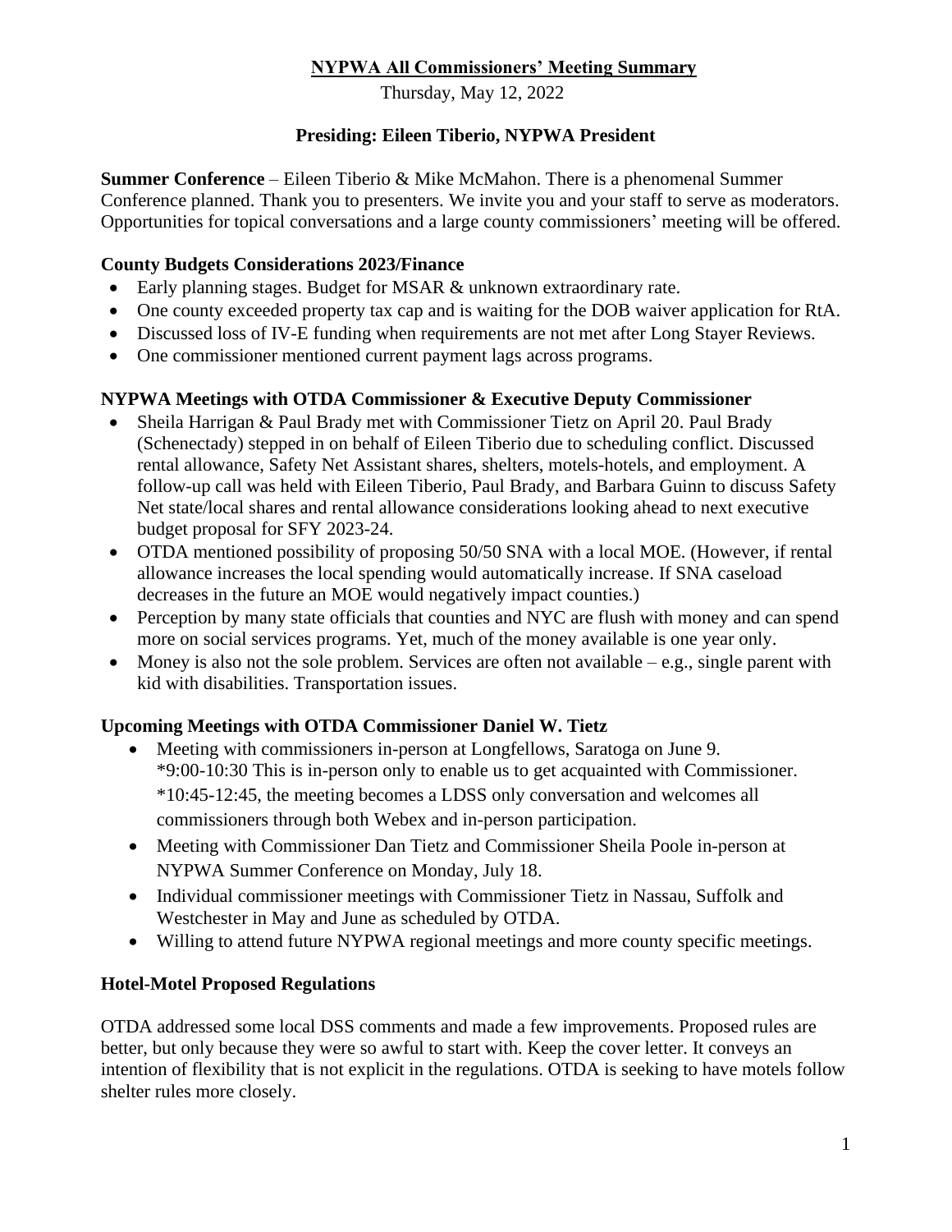# NYPWA All Commissioners' Meeting Summary

Thursday, May 12, 2022

## Presiding: Eileen Tiberio, NYPWA President

**Summer Conference** – Eileen Tiberio & Mike McMahon. There is a phenomenal Summer Conference planned. Thank you to presenters. We invite you and your staff to serve as moderators. Opportunities for topical conversations and a large county commissioners' meeting will be offered.

### County Budgets Considerations 2023/Finance

- Early planning stages. Budget for MSAR & unknown extraordinary rate.
- One county exceeded property tax cap and is waiting for the DOB waiver application for RtA.
- Discussed loss of IV-E funding when requirements are not met after Long Stayer Reviews.
- One commissioner mentioned current payment lags across programs.

### NYPWA Meetings with OTDA Commissioner & Executive Deputy Commissioner

- Sheila Harrigan & Paul Brady met with Commissioner Tietz on April 20. Paul Brady (Schenectady) stepped in on behalf of Eileen Tiberio due to scheduling conflict. Discussed rental allowance, Safety Net Assistant shares, shelters, motels-hotels, and employment. A follow-up call was held with Eileen Tiberio, Paul Brady, and Barbara Guinn to discuss Safety Net state/local shares and rental allowance considerations looking ahead to next executive budget proposal for SFY 2023-24.
- OTDA mentioned possibility of proposing 50/50 SNA with a local MOE. (However, if rental allowance increases the local spending would automatically increase. If SNA caseload decreases in the future an MOE would negatively impact counties.)
- Perception by many state officials that counties and NYC are flush with money and can spend more on social services programs. Yet, much of the money available is one year only.
- Money is also not the sole problem. Services are often not available – e.g., single parent with kid with disabilities. Transportation issues.

### Upcoming Meetings with OTDA Commissioner Daniel W. Tietz

- Meeting with commissioners in-person at Longfellows, Saratoga on June 9.
  *9:00-10:30 This is in-person only to enable us to get acquainted with Commissioner.
  *10:45-12:45, the meeting becomes a LDSS only conversation and welcomes all commissioners through both Webex and in-person participation.
- Meeting with Commissioner Dan Tietz and Commissioner Sheila Poole in-person at NYPWA Summer Conference on Monday, July 18.
- Individual commissioner meetings with Commissioner Tietz in Nassau, Suffolk and Westchester in May and June as scheduled by OTDA.
- Willing to attend future NYPWA regional meetings and more county specific meetings.

### Hotel-Motel Proposed Regulations

OTDA addressed some local DSS comments and made a few improvements. Proposed rules are better, but only because they were so awful to start with. Keep the cover letter. It conveys an intention of flexibility that is not explicit in the regulations. OTDA is seeking to have motels follow shelter rules more closely.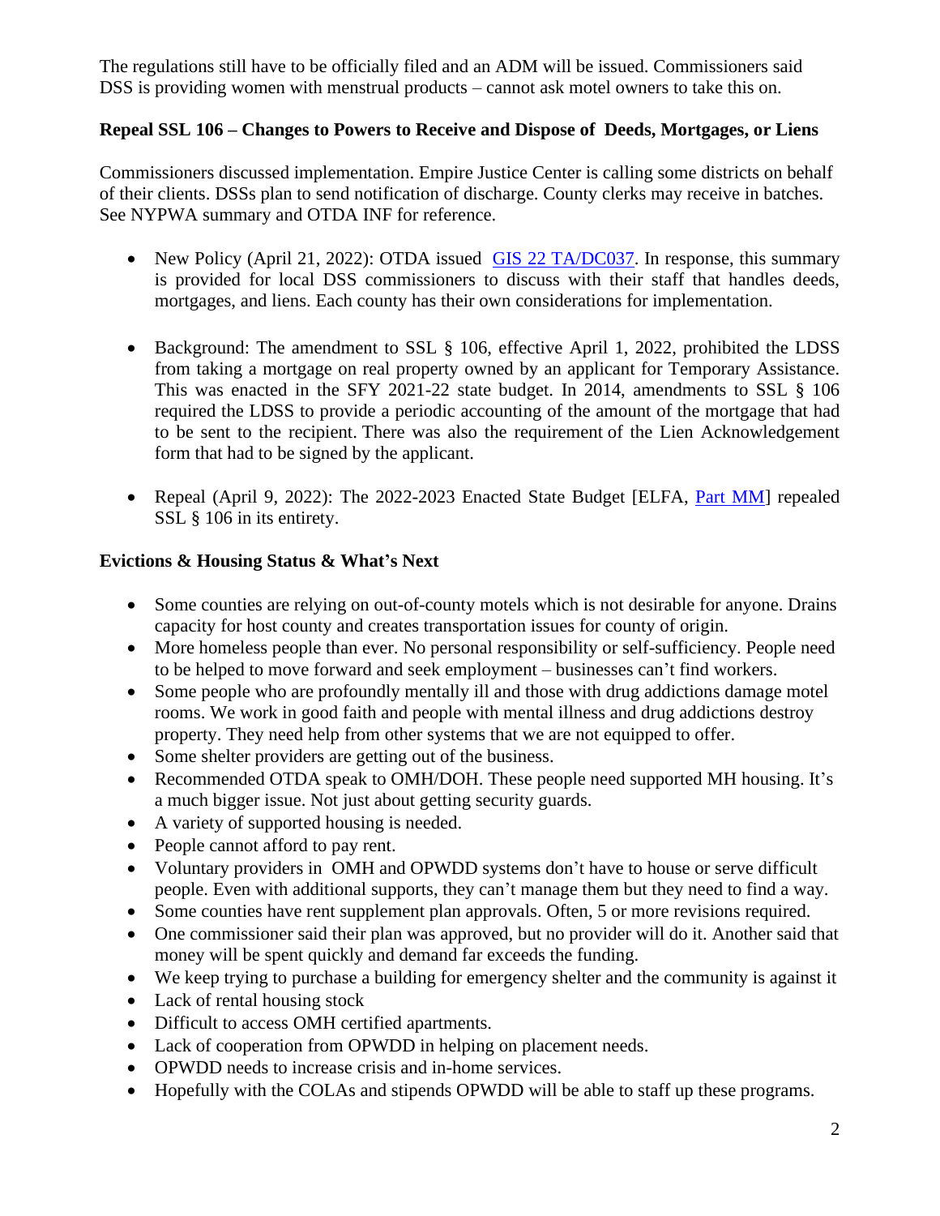The regulations still have to be officially filed and an ADM will be issued. Commissioners said DSS is providing women with menstrual products – cannot ask motel owners to take this on.

**Repeal SSL 106 – Changes to Powers to Receive and Dispose of Deeds, Mortgages, or Liens**

Commissioners discussed implementation. Empire Justice Center is calling some districts on behalf of their clients. DSSs plan to send notification of discharge. County clerks may receive in batches. See NYPWA summary and OTDA INF for reference.

- New Policy (April 21, 2022): OTDA issued [GIS 22 TA/DC037](). In response, this summary is provided for local DSS commissioners to discuss with their staff that handles deeds, mortgages, and liens. Each county has their own considerations for implementation.
- Background: The amendment to SSL § 106, effective April 1, 2022, prohibited the LDSS from taking a mortgage on real property owned by an applicant for Temporary Assistance. This was enacted in the SFY 2021-22 state budget. In 2014, amendments to SSL § 106 required the LDSS to provide a periodic accounting of the amount of the mortgage that had to be sent to the recipient. There was also the requirement of the Lien Acknowledgement form that had to be signed by the applicant.
- Repeal (April 9, 2022): The 2022-2023 Enacted State Budget [ELFA, [Part MM]()] repealed SSL § 106 in its entirety.

**Evictions & Housing Status & What's Next**

- Some counties are relying on out-of-county motels which is not desirable for anyone. Drains capacity for host county and creates transportation issues for county of origin.
- More homeless people than ever. No personal responsibility or self-sufficiency. People need to be helped to move forward and seek employment – businesses can't find workers.
- Some people who are profoundly mentally ill and those with drug addictions damage motel rooms. We work in good faith and people with mental illness and drug addictions destroy property. They need help from other systems that we are not equipped to offer.
- Some shelter providers are getting out of the business.
- Recommended OTDA speak to OMH/DOH. These people need supported MH housing. It's a much bigger issue. Not just about getting security guards.
- A variety of supported housing is needed.
- People cannot afford to pay rent.
- Voluntary providers in OMH and OPWDD systems don't have to house or serve difficult people. Even with additional supports, they can't manage them but they need to find a way.
- Some counties have rent supplement plan approvals. Often, 5 or more revisions required.
- One commissioner said their plan was approved, but no provider will do it. Another said that money will be spent quickly and demand far exceeds the funding.
- We keep trying to purchase a building for emergency shelter and the community is against it
- Lack of rental housing stock
- Difficult to access OMH certified apartments.
- Lack of cooperation from OPWDD in helping on placement needs.
- OPWDD needs to increase crisis and in-home services.
- Hopefully with the COLAs and stipends OPWDD will be able to staff up these programs.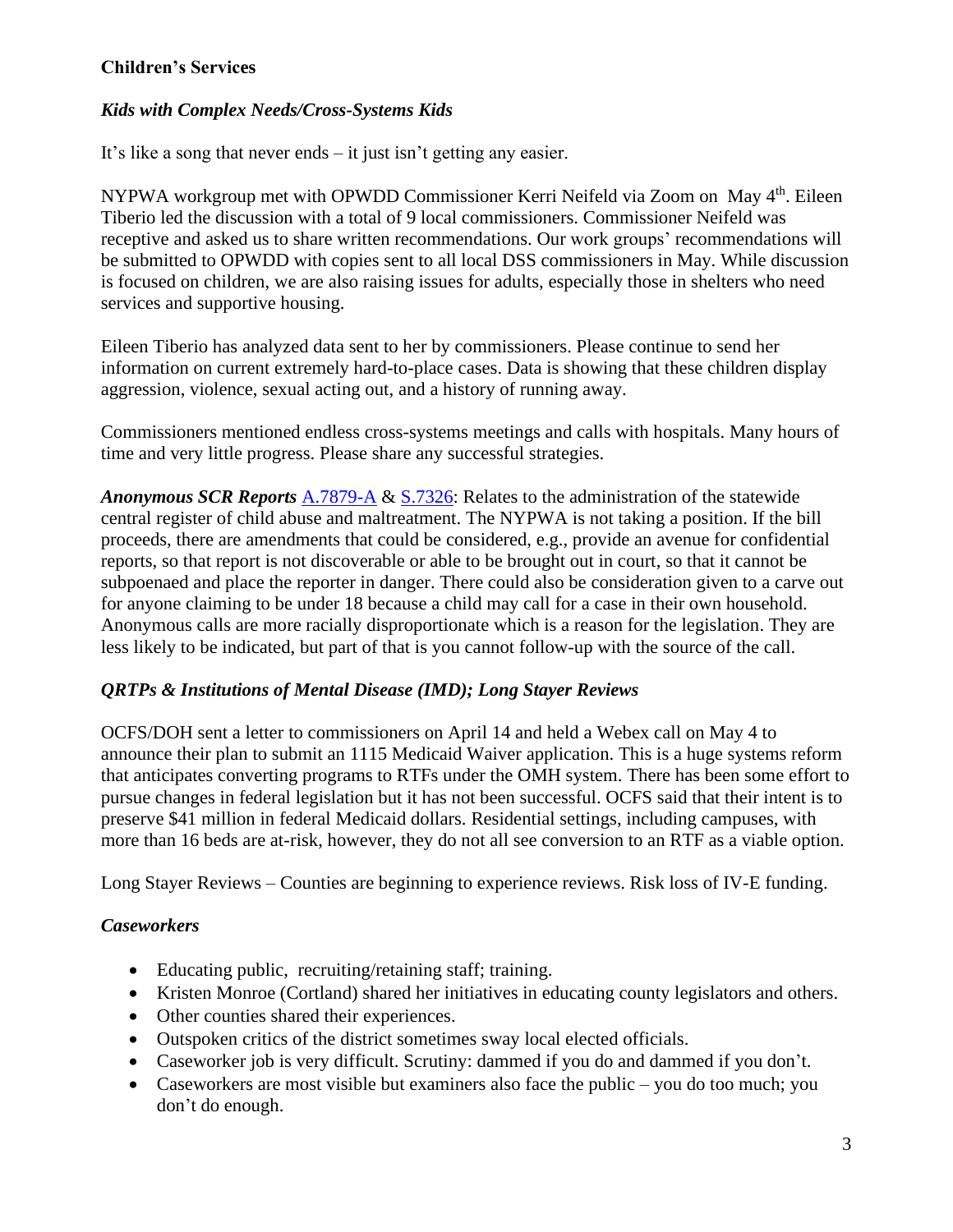**Children's Services**

***Kids with Complex Needs/Cross-Systems Kids***

It's like a song that never ends – it just isn't getting any easier.

NYPWA workgroup met with OPWDD Commissioner Kerri Neifeld via Zoom on May 4th. Eileen Tiberio led the discussion with a total of 9 local commissioners. Commissioner Neifeld was receptive and asked us to share written recommendations. Our work groups' recommendations will be submitted to OPWDD with copies sent to all local DSS commissioners in May. While discussion is focused on children, we are also raising issues for adults, especially those in shelters who need services and supportive housing.

Eileen Tiberio has analyzed data sent to her by commissioners. Please continue to send her information on current extremely hard-to-place cases. Data is showing that these children display aggression, violence, sexual acting out, and a history of running away.

Commissioners mentioned endless cross-systems meetings and calls with hospitals. Many hours of time and very little progress. Please share any successful strategies.

***Anonymous SCR Reports*** A.7879-A & S.7326: Relates to the administration of the statewide central register of child abuse and maltreatment. The NYPWA is not taking a position. If the bill proceeds, there are amendments that could be considered, e.g., provide an avenue for confidential reports, so that report is not discoverable or able to be brought out in court, so that it cannot be subpoenaed and place the reporter in danger. There could also be consideration given to a carve out for anyone claiming to be under 18 because a child may call for a case in their own household. Anonymous calls are more racially disproportionate which is a reason for the legislation. They are less likely to be indicated, but part of that is you cannot follow-up with the source of the call.

***QRTPs & Institutions of Mental Disease (IMD); Long Stayer Reviews***

OCFS/DOH sent a letter to commissioners on April 14 and held a Webex call on May 4 to announce their plan to submit an 1115 Medicaid Waiver application. This is a huge systems reform that anticipates converting programs to RTFs under the OMH system. There has been some effort to pursue changes in federal legislation but it has not been successful. OCFS said that their intent is to preserve $41 million in federal Medicaid dollars. Residential settings, including campuses, with more than 16 beds are at-risk, however, they do not all see conversion to an RTF as a viable option.

Long Stayer Reviews – Counties are beginning to experience reviews. Risk loss of IV-E funding.

***Caseworkers***

- Educating public, recruiting/retaining staff; training.
- Kristen Monroe (Cortland) shared her initiatives in educating county legislators and others.
- Other counties shared their experiences.
- Outspoken critics of the district sometimes sway local elected officials.
- Caseworker job is very difficult. Scrutiny: dammed if you do and dammed if you don't.
- Caseworkers are most visible but examiners also face the public – you do too much; you don't do enough.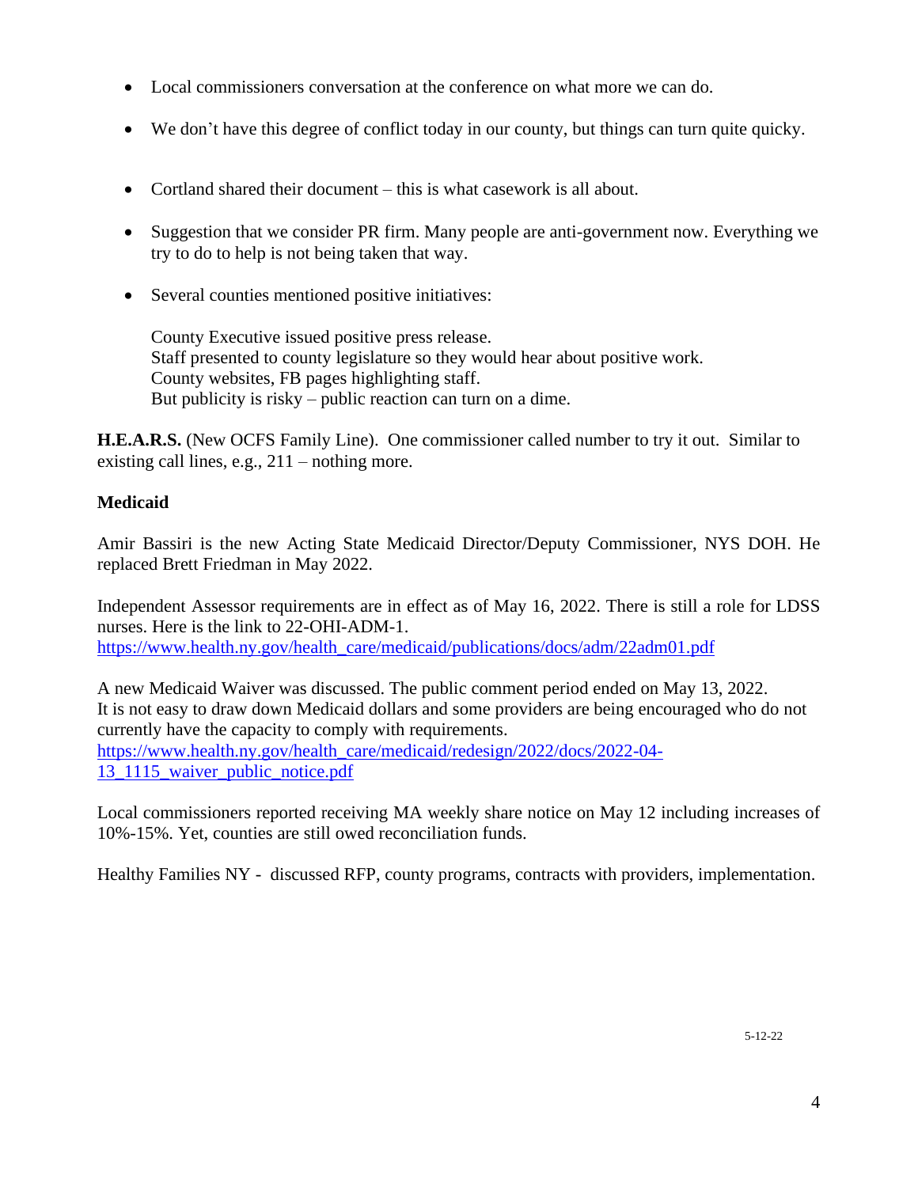- Local commissioners conversation at the conference on what more we can do.
- We don't have this degree of conflict today in our county, but things can turn quite quicky.
- Cortland shared their document – this is what casework is all about.
- Suggestion that we consider PR firm. Many people are anti-government now. Everything we try to do to help is not being taken that way.
- Several counties mentioned positive initiatives:

  County Executive issued positive press release.
  Staff presented to county legislature so they would hear about positive work.
  County websites, FB pages highlighting staff.
  But publicity is risky – public reaction can turn on a dime.

**H.E.A.R.S.** (New OCFS Family Line). One commissioner called number to try it out. Similar to existing call lines, e.g., 211 – nothing more.

**Medicaid**

Amir Bassiri is the new Acting State Medicaid Director/Deputy Commissioner, NYS DOH. He replaced Brett Friedman in May 2022.

Independent Assessor requirements are in effect as of May 16, 2022. There is still a role for LDSS nurses. Here is the link to 22-OHI-ADM-1.
https://www.health.ny.gov/health_care/medicaid/publications/docs/adm/22adm01.pdf

A new Medicaid Waiver was discussed. The public comment period ended on May 13, 2022. It is not easy to draw down Medicaid dollars and some providers are being encouraged who do not currently have the capacity to comply with requirements.
https://www.health.ny.gov/health_care/medicaid/redesign/2022/docs/2022-04-13_1115_waiver_public_notice.pdf

Local commissioners reported receiving MA weekly share notice on May 12 including increases of 10%-15%. Yet, counties are still owed reconciliation funds.

Healthy Families NY - discussed RFP, county programs, contracts with providers, implementation.

5-12-22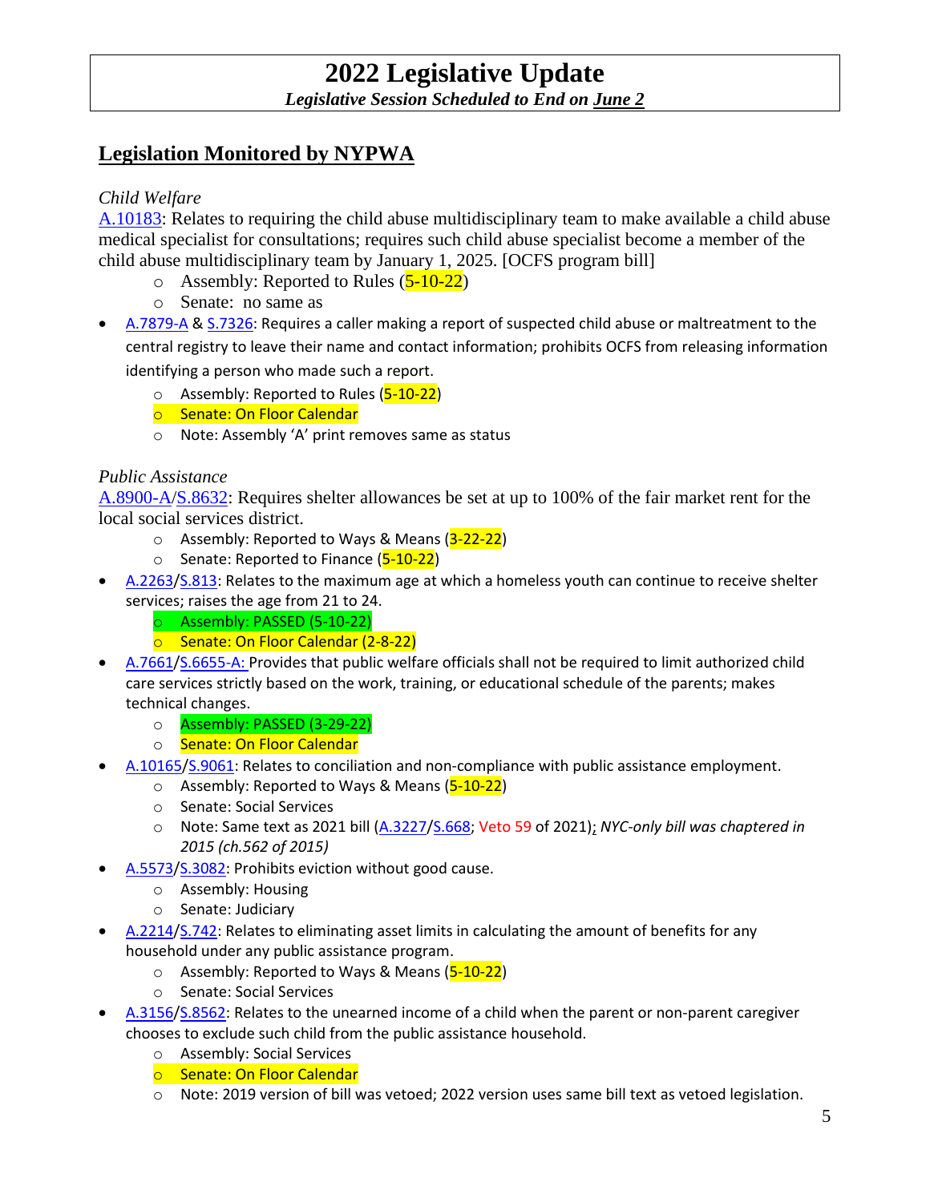# 2022 Legislative Update

***Legislative Session Scheduled to End on June 2***

## Legislation Monitored by NYPWA

*Child Welfare*

A.10183: Relates to requiring the child abuse multidisciplinary team to make available a child abuse medical specialist for consultations; requires such child abuse specialist become a member of the child abuse multidisciplinary team by January 1, 2025. [OCFS program bill]

- Assembly: Reported to Rules (5-10-22)
- Senate: no same as

- A.7879-A & S.7326: Requires a caller making a report of suspected child abuse or maltreatment to the central registry to leave their name and contact information; prohibits OCFS from releasing information identifying a person who made such a report.
  - Assembly: Reported to Rules (5-10-22)
  - Senate: On Floor Calendar
  - Note: Assembly 'A' print removes same as status

*Public Assistance*

A.8900-A/S.8632: Requires shelter allowances be set at up to 100% of the fair market rent for the local social services district.

- Assembly: Reported to Ways & Means (3-22-22)
- Senate: Reported to Finance (5-10-22)

- A.2263/S.813: Relates to the maximum age at which a homeless youth can continue to receive shelter services; raises the age from 21 to 24.
  - Assembly: PASSED (5-10-22)
  - Senate: On Floor Calendar (2-8-22)
- A.7661/S.6655-A: Provides that public welfare officials shall not be required to limit authorized child care services strictly based on the work, training, or educational schedule of the parents; makes technical changes.
  - Assembly: PASSED (3-29-22)
  - Senate: On Floor Calendar
- A.10165/S.9061: Relates to conciliation and non-compliance with public assistance employment.
  - Assembly: Reported to Ways & Means (5-10-22)
  - Senate: Social Services
  - Note: Same text as 2021 bill (A.3227/S.668; Veto 59 of 2021); *NYC-only bill was chaptered in 2015 (ch.562 of 2015)*
- A.5573/S.3082: Prohibits eviction without good cause.
  - Assembly: Housing
  - Senate: Judiciary
- A.2214/S.742: Relates to eliminating asset limits in calculating the amount of benefits for any household under any public assistance program.
  - Assembly: Reported to Ways & Means (5-10-22)
  - Senate: Social Services
- A.3156/S.8562: Relates to the unearned income of a child when the parent or non-parent caregiver chooses to exclude such child from the public assistance household.
  - Assembly: Social Services
  - Senate: On Floor Calendar
  - Note: 2019 version of bill was vetoed; 2022 version uses same bill text as vetoed legislation.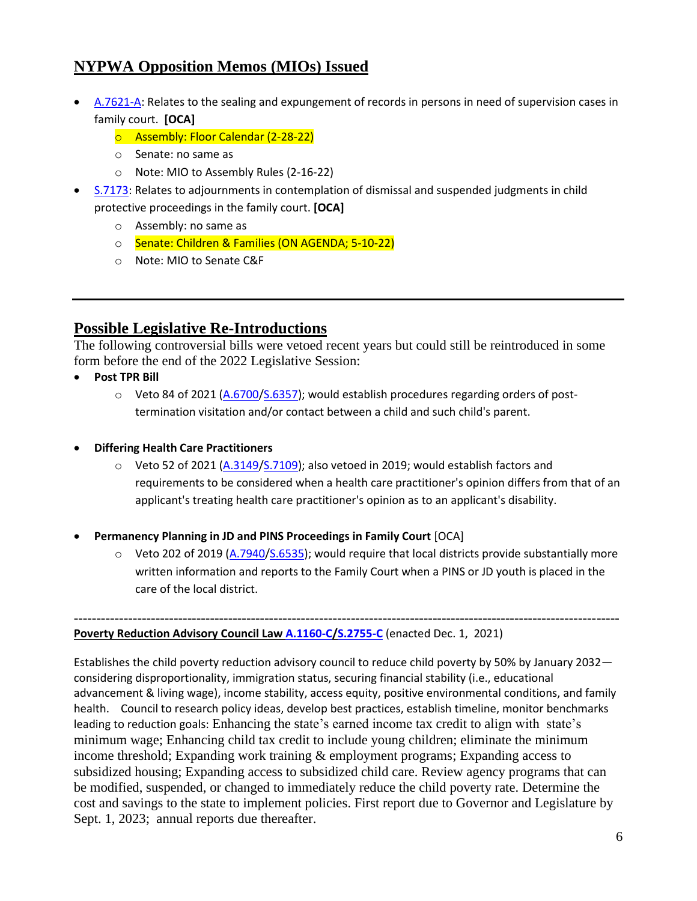## NYPWA Opposition Memos (MIOs) Issued

- A.7621-A: Relates to the sealing and expungement of records in persons in need of supervision cases in family court. **[OCA]**
    - Assembly: Floor Calendar (2-28-22)
    - Senate: no same as
    - Note: MIO to Assembly Rules (2-16-22)
- S.7173: Relates to adjournments in contemplation of dismissal and suspended judgments in child protective proceedings in the family court. **[OCA]**
    - Assembly: no same as
    - Senate: Children & Families (ON AGENDA; 5-10-22)
    - Note: MIO to Senate C&F

---

## Possible Legislative Re-Introductions

The following controversial bills were vetoed recent years but could still be reintroduced in some form before the end of the 2022 Legislative Session:

- **Post TPR Bill**
    - Veto 84 of 2021 (A.6700/S.6357); would establish procedures regarding orders of post-termination visitation and/or contact between a child and such child's parent.

- **Differing Health Care Practitioners**
    - Veto 52 of 2021 (A.3149/S.7109); also vetoed in 2019; would establish factors and requirements to be considered when a health care practitioner's opinion differs from that of an applicant's treating health care practitioner's opinion as to an applicant's disability.

- **Permanency Planning in JD and PINS Proceedings in Family Court** [OCA]
    - Veto 202 of 2019 (A.7940/S.6535); would require that local districts provide substantially more written information and reports to the Family Court when a PINS or JD youth is placed in the care of the local district.

---

**Poverty Reduction Advisory Council Law A.1160-C/S.2755-C** (enacted Dec. 1, 2021)

Establishes the child poverty reduction advisory council to reduce child poverty by 50% by January 2032—considering disproportionality, immigration status, securing financial stability (i.e., educational advancement & living wage), income stability, access equity, positive environmental conditions, and family health. Council to research policy ideas, develop best practices, establish timeline, monitor benchmarks leading to reduction goals: Enhancing the state's earned income tax credit to align with state's minimum wage; Enhancing child tax credit to include young children; eliminate the minimum income threshold; Expanding work training & employment programs; Expanding access to subsidized housing; Expanding access to subsidized child care. Review agency programs that can be modified, suspended, or changed to immediately reduce the child poverty rate. Determine the cost and savings to the state to implement policies. First report due to Governor and Legislature by Sept. 1, 2023; annual reports due thereafter.